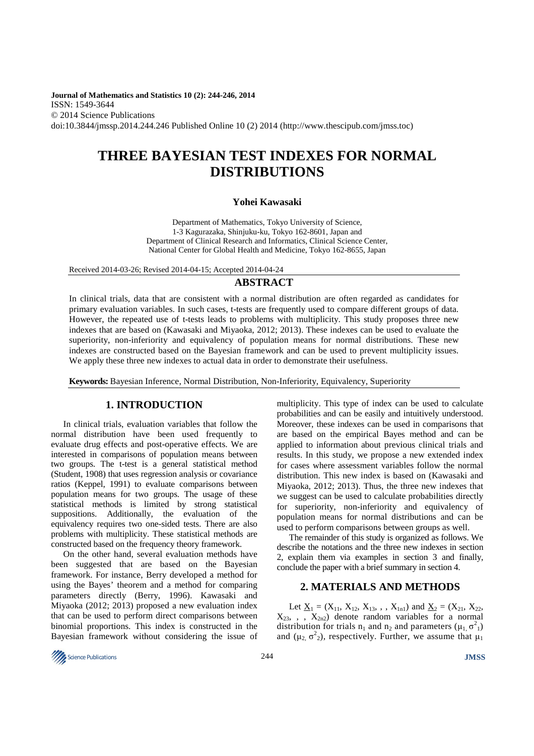Journal of Mathematics and Statistics 10 (2): 244-246, 2014
ISSN: 1549-3644
© 2014 Science Publications
doi:10.3844/jmssp.2014.244.246 Published Online 10 (2) 2014 (http://www.thescipub.com/jmss.toc)

# THREE BAYESIAN TEST INDEXES FOR NORMAL DISTRIBUTIONS

**Yohei Kawasaki**

Department of Mathematics, Tokyo University of Science, 1-3 Kagurazaka, Shinjuku-ku, Tokyo 162-8601, Japan and Department of Clinical Research and Informatics, Clinical Science Center, National Center for Global Health and Medicine, Tokyo 162-8655, Japan

Received 2014-03-26; Revised 2014-04-15; Accepted 2014-04-24

## ABSTRACT

In clinical trials, data that are consistent with a normal distribution are often regarded as candidates for primary evaluation variables. In such cases, t-tests are frequently used to compare different groups of data. However, the repeated use of t-tests leads to problems with multiplicity. This study proposes three new indexes that are based on (Kawasaki and Miyaoka, 2012; 2013). These indexes can be used to evaluate the superiority, non-inferiority and equivalency of population means for normal distributions. These new indexes are constructed based on the Bayesian framework and can be used to prevent multiplicity issues. We apply these three new indexes to actual data in order to demonstrate their usefulness.

**Keywords:** Bayesian Inference, Normal Distribution, Non-Inferiority, Equivalency, Superiority

## 1. INTRODUCTION

In clinical trials, evaluation variables that follow the normal distribution have been used frequently to evaluate drug effects and post-operative effects. We are interested in comparisons of population means between two groups. The t-test is a general statistical method (Student, 1908) that uses regression analysis or covariance ratios (Keppel, 1991) to evaluate comparisons between population means for two groups. The usage of these statistical methods is limited by strong statistical suppositions. Additionally, the evaluation of the equivalency requires two one-sided tests. There are also problems with multiplicity. These statistical methods are constructed based on the frequency theory framework.

On the other hand, several evaluation methods have been suggested that are based on the Bayesian framework. For instance, Berry developed a method for using the Bayes' theorem and a method for comparing parameters directly (Berry, 1996). Kawasaki and Miyaoka (2012; 2013) proposed a new evaluation index that can be used to perform direct comparisons between binomial proportions. This index is constructed in the Bayesian framework without considering the issue of multiplicity. This type of index can be used to calculate probabilities and can be easily and intuitively understood. Moreover, these indexes can be used in comparisons that are based on the empirical Bayes method and can be applied to information about previous clinical trials and results. In this study, we propose a new extended index for cases where assessment variables follow the normal distribution. This new index is based on (Kawasaki and Miyaoka, 2012; 2013). Thus, the three new indexes that we suggest can be used to calculate probabilities directly for superiority, non-inferiority and equivalency of population means for normal distributions and can be used to perform comparisons between groups as well.

The remainder of this study is organized as follows. We describe the notations and the three new indexes in section 2, explain them via examples in section 3 and finally, conclude the paper with a brief summary in section 4.

## 2. MATERIALS AND METHODS

Let $\underline{X}_1 = (X_{11}, X_{12}, X_{13}, , , X_{1n1})$ and $\underline{X}_2 = (X_{21}, X_{22}, X_{23}, , , X_{2n2})$ denote random variables for a normal distribution for trials $n_1$ and $n_2$ and parameters $(\mu_1, \sigma^2_1)$ and $(\mu_2, \sigma^2_2)$, respectively. Further, we assume that $\mu_1$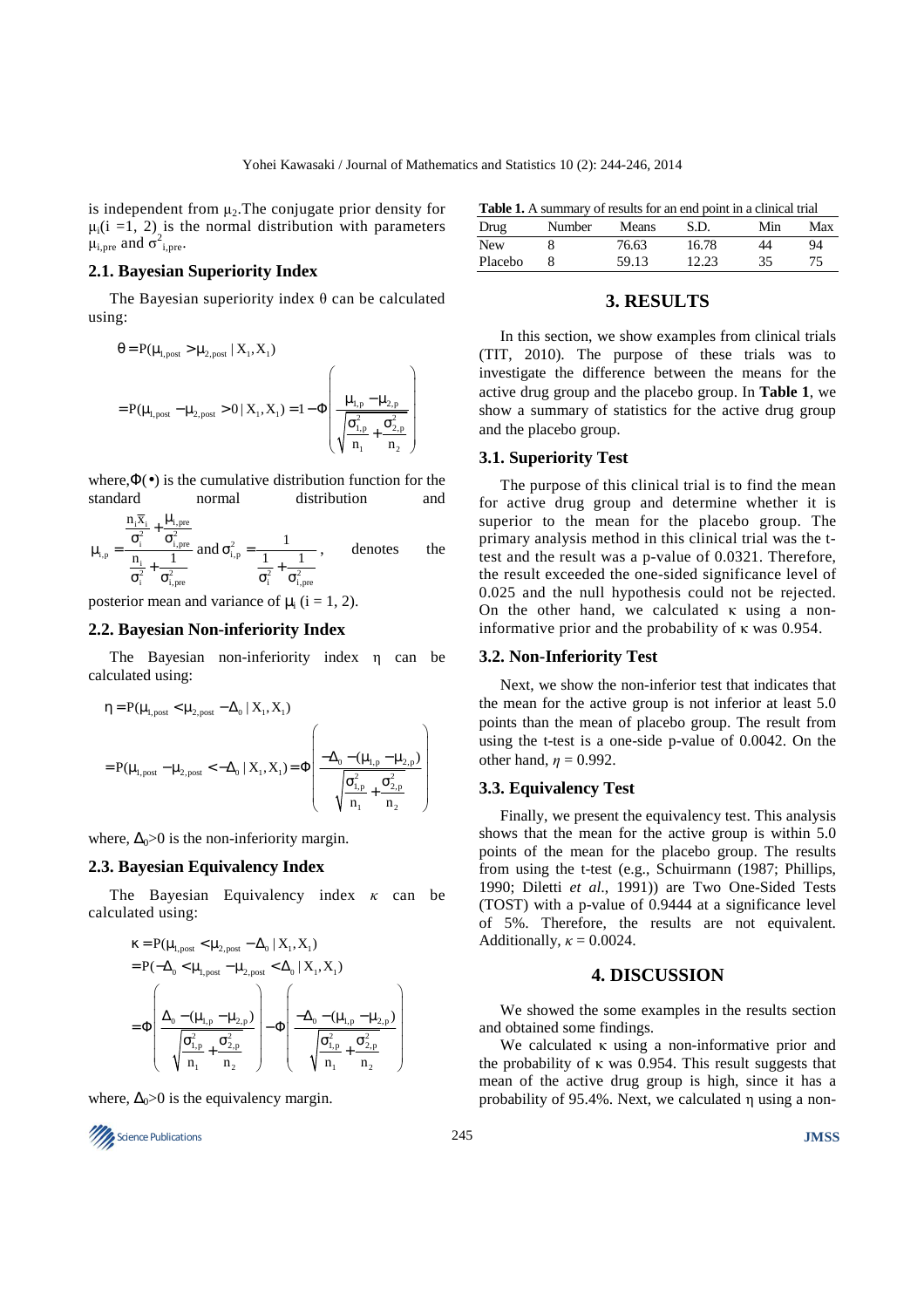is independent from $\mu_2$.The conjugate prior density for $\mu_i(i = 1, 2)$ is the normal distribution with parameters $\mu_{i,pre}$ and $\sigma^2_{i,pre}$.

## 2.1. Bayesian Superiority Index

The Bayesian superiority index θ can be calculated using:

$$\theta = P(\mu_{1,post} > \mu_{2,post} \mid X_1, X_1)$$

$$= P(\mu_{1,post} - \mu_{2,post} > 0 \mid X_1, X_1) = 1 - \Phi\left(\frac{\mu_{1,p} - \mu_{2,p}}{\sqrt{\frac{\sigma^2_{1,p}}{n_1} + \frac{\sigma^2_{2,p}}{n_2}}}\right)$$

where, $\Phi(\bullet)$ is the cumulative distribution function for the standard normal distribution and $\mu_{i,p} = \frac{\frac{n_i \bar{x}_i}{\sigma_i^2} + \frac{\mu_{i,pre}}{\sigma^2_{i,pre}}}{\frac{n_i}{\sigma_i^2} + \frac{1}{\sigma^2_{i,pre}}}$ and $\sigma^2_{i,p} = \frac{1}{\frac{1}{\sigma_i^2} + \frac{1}{\sigma^2_{i,pre}}}$, denotes the posterior mean and variance of $\mu_i$ (i = 1, 2).

## 2.2. Bayesian Non-inferiority Index

The Bayesian non-inferiority index η can be calculated using:

$$\eta = P(\mu_{1,post} < \mu_{2,post} - \Delta_0 \mid X_1, X_1)$$

$$= P(\mu_{1,post} - \mu_{2,post} < -\Delta_0 \mid X_1, X_1) = \Phi\left(\frac{-\Delta_0 - (\mu_{1,p} - \mu_{2,p})}{\sqrt{\frac{\sigma^2_{1,p}}{n_1} + \frac{\sigma^2_{2,p}}{n_2}}}\right)$$

where, $\Delta_0 > 0$ is the non-inferiority margin.

## 2.3. Bayesian Equivalency Index

The Bayesian Equivalency index $\kappa$ can be calculated using:

$$\kappa = P(\mu_{1,post} < \mu_{2,post} - \Delta_0 \mid X_1, X_1)$$

$$= P(-\Delta_0 < \mu_{1,post} - \mu_{2,post} < \Delta_0 \mid X_1, X_1)$$

$$= \Phi\left(\frac{\Delta_0 - (\mu_{1,p} - \mu_{2,p})}{\sqrt{\frac{\sigma^2_{1,p}}{n_1} + \frac{\sigma^2_{2,p}}{n_2}}}\right) - \Phi\left(\frac{-\Delta_0 - (\mu_{1,p} - \mu_{2,p})}{\sqrt{\frac{\sigma^2_{1,p}}{n_1} + \frac{\sigma^2_{2,p}}{n_2}}}\right)$$

where, $\Delta_0 > 0$ is the equivalency margin.

**Table 1.** A summary of results for an end point in a clinical trial

| Drug | Number | Means | S.D. | Min | Max |
|---|---|---|---|---|---|
| New | 8 | 76.63 | 16.78 | 44 | 94 |
| Placebo | 8 | 59.13 | 12.23 | 35 | 75 |

# 3. RESULTS

In this section, we show examples from clinical trials (TIT, 2010). The purpose of these trials was to investigate the difference between the means for the active drug group and the placebo group. In **Table 1**, we show a summary of statistics for the active drug group and the placebo group.

## 3.1. Superiority Test

The purpose of this clinical trial is to find the mean for active drug group and determine whether it is superior to the mean for the placebo group. The primary analysis method in this clinical trial was the t-test and the result was a p-value of 0.0321. Therefore, the result exceeded the one-sided significance level of 0.025 and the null hypothesis could not be rejected. On the other hand, we calculated κ using a non-informative prior and the probability of κ was 0.954.

## 3.2. Non-Inferiority Test

Next, we show the non-inferior test that indicates that the mean for the active group is not inferior at least 5.0 points than the mean of placebo group. The result from using the t-test is a one-side p-value of 0.0042. On the other hand, $\eta = 0.992$.

## 3.3. Equivalency Test

Finally, we present the equivalency test. This analysis shows that the mean for the active group is within 5.0 points of the mean for the placebo group. The results from using the t-test (e.g., Schuirmann (1987; Phillips, 1990; Diletti *et al*., 1991)) are Two One-Sided Tests (TOST) with a p-value of 0.9444 at a significance level of 5%. Therefore, the results are not equivalent. Additionally, $\kappa = 0.0024$.

# 4. DISCUSSION

We showed the some examples in the results section and obtained some findings.

We calculated κ using a non-informative prior and the probability of κ was 0.954. This result suggests that mean of the active drug group is high, since it has a probability of 95.4%. Next, we calculated η using a non-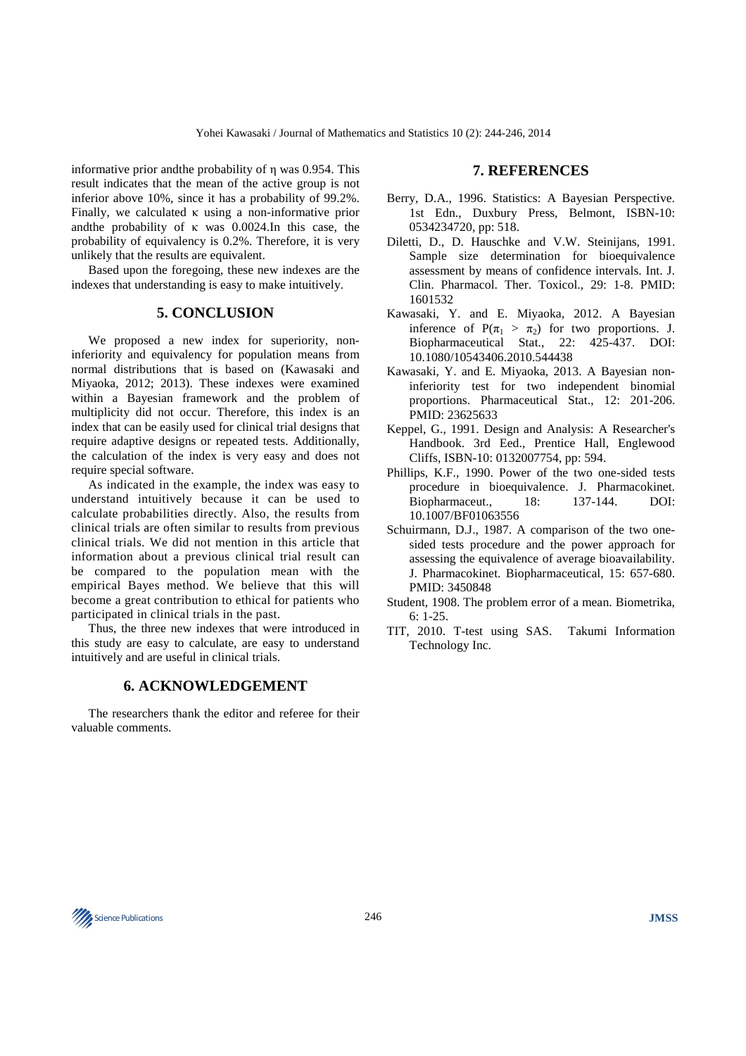informative prior andthe probability of $\eta$ was 0.954. This result indicates that the mean of the active group is not inferior above 10%, since it has a probability of 99.2%. Finally, we calculated $\kappa$ using a non-informative prior andthe probability of $\kappa$ was 0.0024.In this case, the probability of equivalency is 0.2%. Therefore, it is very unlikely that the results are equivalent.

Based upon the foregoing, these new indexes are the indexes that understanding is easy to make intuitively.

## 5. CONCLUSION

We proposed a new index for superiority, non-inferiority and equivalency for population means from normal distributions that is based on (Kawasaki and Miyaoka, 2012; 2013). These indexes were examined within a Bayesian framework and the problem of multiplicity did not occur. Therefore, this index is an index that can be easily used for clinical trial designs that require adaptive designs or repeated tests. Additionally, the calculation of the index is very easy and does not require special software.

As indicated in the example, the index was easy to understand intuitively because it can be used to calculate probabilities directly. Also, the results from clinical trials are often similar to results from previous clinical trials. We did not mention in this article that information about a previous clinical trial result can be compared to the population mean with the empirical Bayes method. We believe that this will become a great contribution to ethical for patients who participated in clinical trials in the past.

Thus, the three new indexes that were introduced in this study are easy to calculate, are easy to understand intuitively and are useful in clinical trials.

## 6. ACKNOWLEDGEMENT

The researchers thank the editor and referee for their valuable comments.

## 7. REFERENCES

Berry, D.A., 1996. Statistics: A Bayesian Perspective. 1st Edn., Duxbury Press, Belmont, ISBN-10: 0534234720, pp: 518.

Diletti, D., D. Hauschke and V.W. Steinijans, 1991. Sample size determination for bioequivalence assessment by means of confidence intervals. Int. J. Clin. Pharmacol. Ther. Toxicol., 29: 1-8. PMID: 1601532

Kawasaki, Y. and E. Miyaoka, 2012. A Bayesian inference of $P(\pi_1 > \pi_2)$ for two proportions. J. Biopharmaceutical Stat., 22: 425-437. DOI: 10.1080/10543406.2010.544438

Kawasaki, Y. and E. Miyaoka, 2013. A Bayesian non-inferiority test for two independent binomial proportions. Pharmaceutical Stat., 12: 201-206. PMID: 23625633

Keppel, G., 1991. Design and Analysis: A Researcher's Handbook. 3rd Eed., Prentice Hall, Englewood Cliffs, ISBN-10: 0132007754, pp: 594.

Phillips, K.F., 1990. Power of the two one-sided tests procedure in bioequivalence. J. Pharmacokinet. Biopharmaceut., 18: 137-144. DOI: 10.1007/BF01063556

Schuirmann, D.J., 1987. A comparison of the two one-sided tests procedure and the power approach for assessing the equivalence of average bioavailability. J. Pharmacokinet. Biopharmaceutical, 15: 657-680. PMID: 3450848

Student, 1908. The problem error of a mean. Biometrika, 6: 1-25.

TIT, 2010. T-test using SAS. Takumi Information Technology Inc.